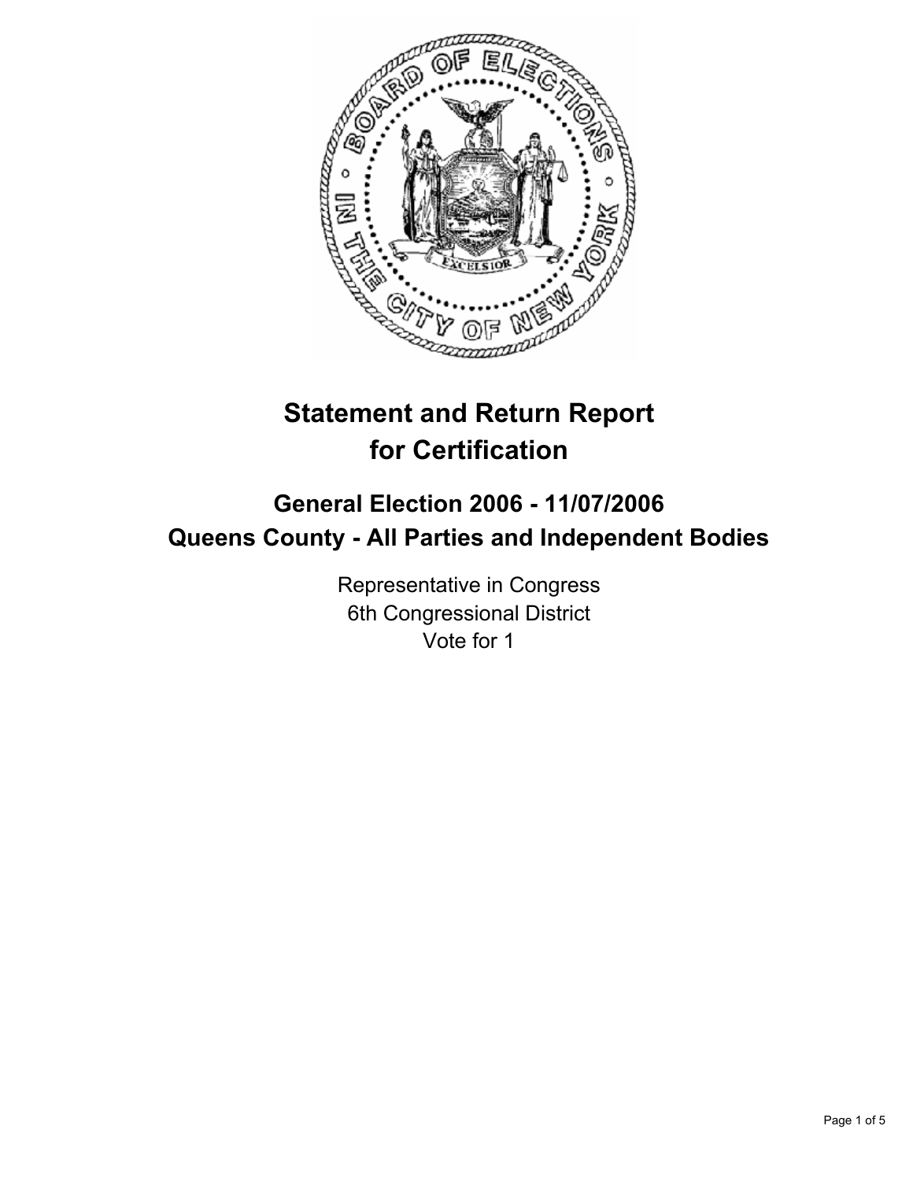# Statement and Return Report for Certification

## General Election 2006 - 11/07/2006

## Queens County - All Parties and Independent Bodies

Representative in Congress
6th Congressional District
Vote for 1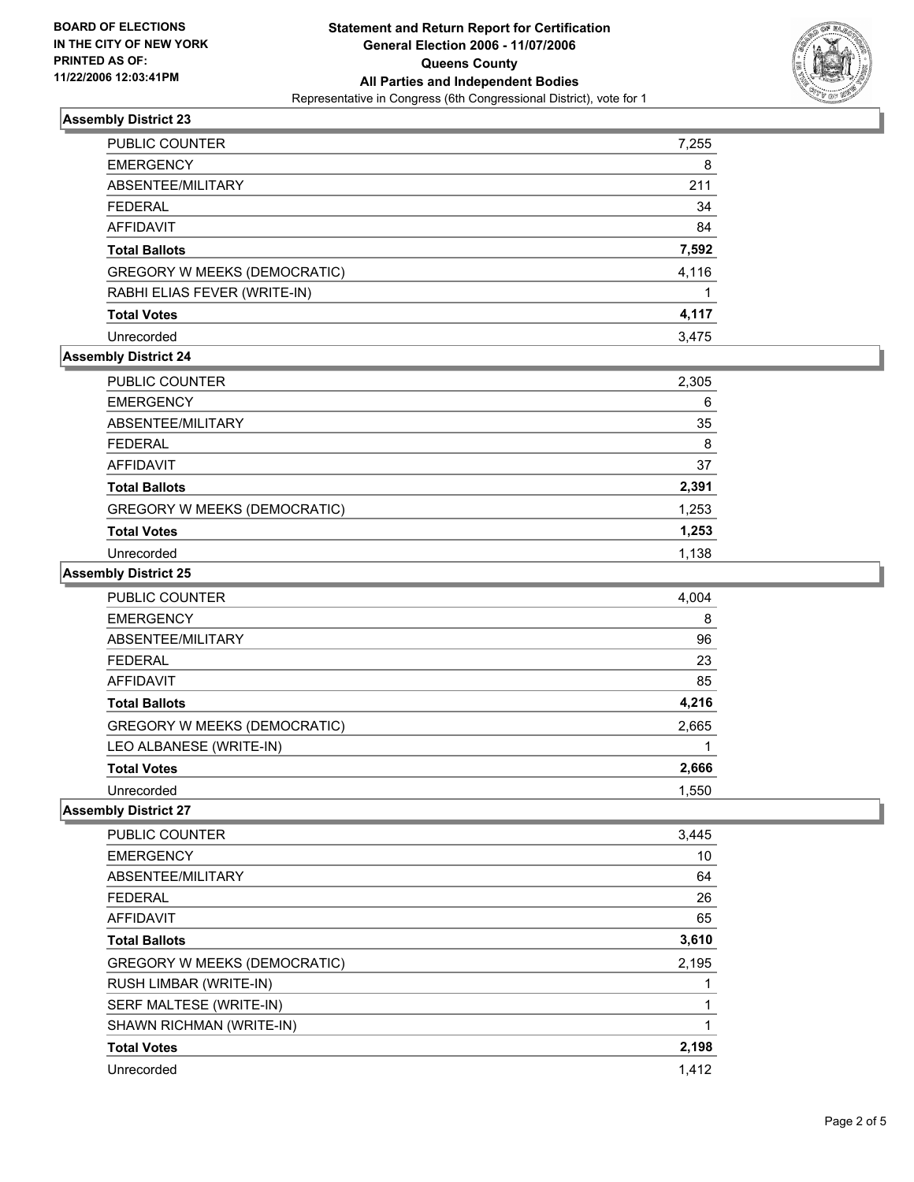**BOARD OF ELECTIONS IN THE CITY OF NEW YORK PRINTED AS OF: 11/22/2006 12:03:41PM**

# Statement and Return Report for Certification
## General Election 2006 - 11/07/2006
## Queens County
## All Parties and Independent Bodies
Representative in Congress (6th Congressional District), vote for 1

### Assembly District 23

| | |
|---|---|
| PUBLIC COUNTER | 7,255 |
| EMERGENCY | 8 |
| ABSENTEE/MILITARY | 211 |
| FEDERAL | 34 |
| AFFIDAVIT | 84 |
| **Total Ballots** | **7,592** |
| GREGORY W MEEKS (DEMOCRATIC) | 4,116 |
| RABHI ELIAS FEVER (WRITE-IN) | 1 |
| **Total Votes** | **4,117** |
| Unrecorded | 3,475 |

### Assembly District 24

| | |
|---|---|
| PUBLIC COUNTER | 2,305 |
| EMERGENCY | 6 |
| ABSENTEE/MILITARY | 35 |
| FEDERAL | 8 |
| AFFIDAVIT | 37 |
| **Total Ballots** | **2,391** |
| GREGORY W MEEKS (DEMOCRATIC) | 1,253 |
| **Total Votes** | **1,253** |
| Unrecorded | 1,138 |

### Assembly District 25

| | |
|---|---|
| PUBLIC COUNTER | 4,004 |
| EMERGENCY | 8 |
| ABSENTEE/MILITARY | 96 |
| FEDERAL | 23 |
| AFFIDAVIT | 85 |
| **Total Ballots** | **4,216** |
| GREGORY W MEEKS (DEMOCRATIC) | 2,665 |
| LEO ALBANESE (WRITE-IN) | 1 |
| **Total Votes** | **2,666** |
| Unrecorded | 1,550 |

### Assembly District 27

| | |
|---|---|
| PUBLIC COUNTER | 3,445 |
| EMERGENCY | 10 |
| ABSENTEE/MILITARY | 64 |
| FEDERAL | 26 |
| AFFIDAVIT | 65 |
| **Total Ballots** | **3,610** |
| GREGORY W MEEKS (DEMOCRATIC) | 2,195 |
| RUSH LIMBAR (WRITE-IN) | 1 |
| SERF MALTESE (WRITE-IN) | 1 |
| SHAWN RICHMAN (WRITE-IN) | 1 |
| **Total Votes** | **2,198** |
| Unrecorded | 1,412 |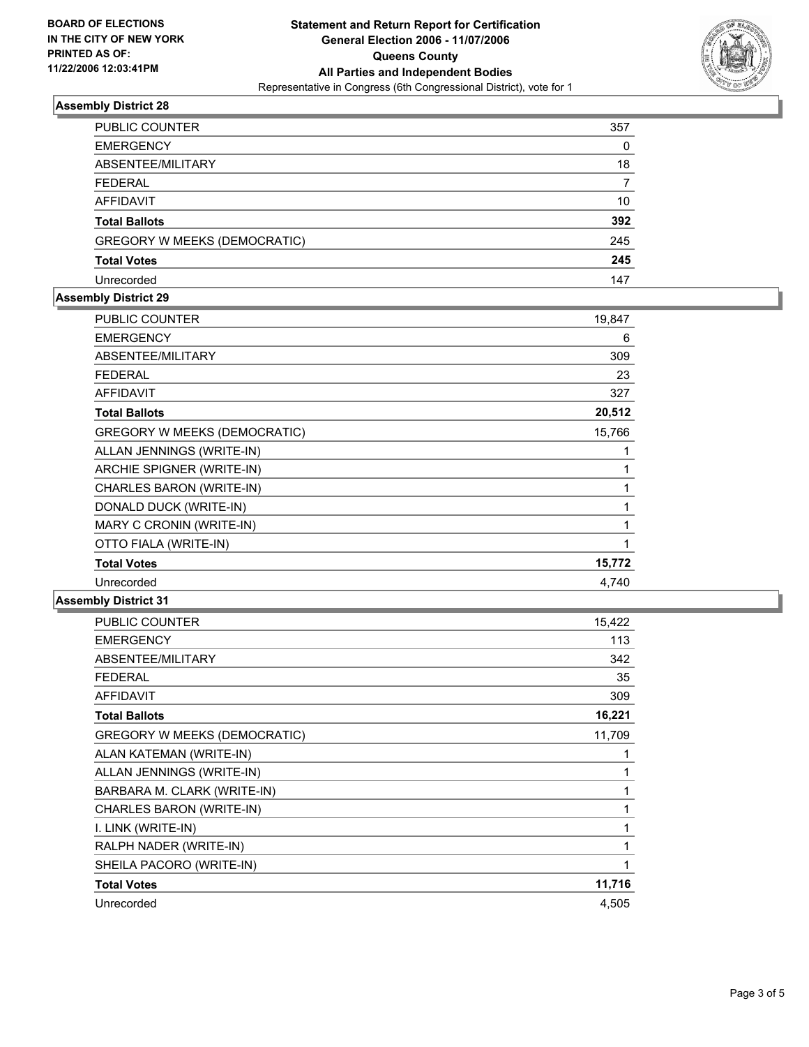**BOARD OF ELECTIONS IN THE CITY OF NEW YORK PRINTED AS OF: 11/22/2006 12:03:41PM**

# Statement and Return Report for Certification
## General Election 2006 - 11/07/2006
## Queens County
## All Parties and Independent Bodies
Representative in Congress (6th Congressional District), vote for 1

### Assembly District 28

| | |
|---|---|
| PUBLIC COUNTER | 357 |
| EMERGENCY | 0 |
| ABSENTEE/MILITARY | 18 |
| FEDERAL | 7 |
| AFFIDAVIT | 10 |
| **Total Ballots** | **392** |
| GREGORY W MEEKS (DEMOCRATIC) | 245 |
| **Total Votes** | **245** |
| Unrecorded | 147 |

### Assembly District 29

| | |
|---|---|
| PUBLIC COUNTER | 19,847 |
| EMERGENCY | 6 |
| ABSENTEE/MILITARY | 309 |
| FEDERAL | 23 |
| AFFIDAVIT | 327 |
| **Total Ballots** | **20,512** |
| GREGORY W MEEKS (DEMOCRATIC) | 15,766 |
| ALLAN JENNINGS (WRITE-IN) | 1 |
| ARCHIE SPIGNER (WRITE-IN) | 1 |
| CHARLES BARON (WRITE-IN) | 1 |
| DONALD DUCK (WRITE-IN) | 1 |
| MARY C CRONIN (WRITE-IN) | 1 |
| OTTO FIALA (WRITE-IN) | 1 |
| **Total Votes** | **15,772** |
| Unrecorded | 4,740 |

### Assembly District 31

| | |
|---|---|
| PUBLIC COUNTER | 15,422 |
| EMERGENCY | 113 |
| ABSENTEE/MILITARY | 342 |
| FEDERAL | 35 |
| AFFIDAVIT | 309 |
| **Total Ballots** | **16,221** |
| GREGORY W MEEKS (DEMOCRATIC) | 11,709 |
| ALAN KATEMAN (WRITE-IN) | 1 |
| ALLAN JENNINGS (WRITE-IN) | 1 |
| BARBARA M. CLARK (WRITE-IN) | 1 |
| CHARLES BARON (WRITE-IN) | 1 |
| I. LINK (WRITE-IN) | 1 |
| RALPH NADER (WRITE-IN) | 1 |
| SHEILA PACORO (WRITE-IN) | 1 |
| **Total Votes** | **11,716** |
| Unrecorded | 4,505 |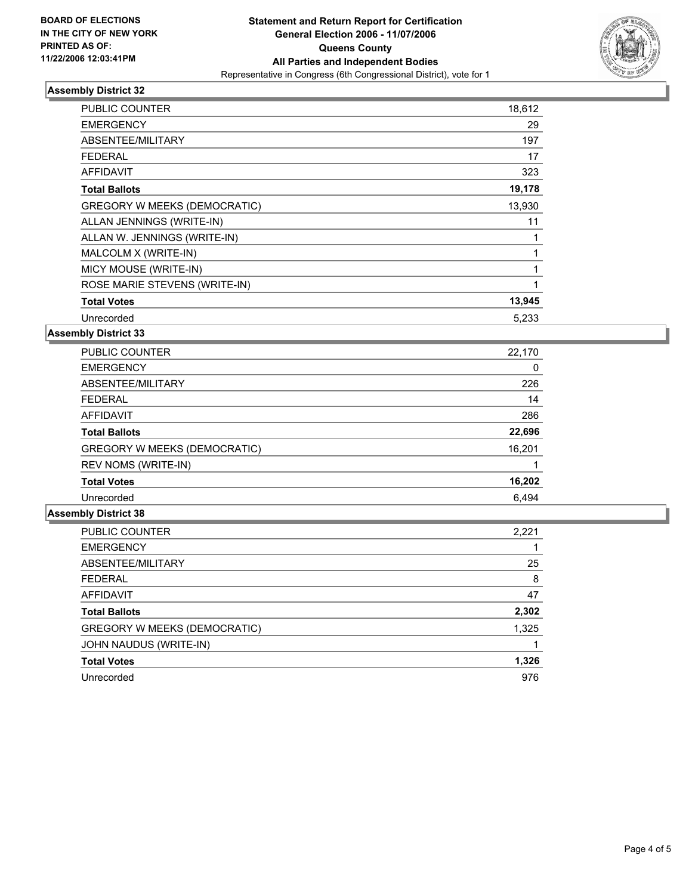**BOARD OF ELECTIONS IN THE CITY OF NEW YORK PRINTED AS OF: 11/22/2006 12:03:41PM**

**Statement and Return Report for Certification**
**General Election 2006 - 11/07/2006**
**Queens County**
**All Parties and Independent Bodies**
Representative in Congress (6th Congressional District), vote for 1

### Assembly District 32

| | |
|---|---|
| PUBLIC COUNTER | 18,612 |
| EMERGENCY | 29 |
| ABSENTEE/MILITARY | 197 |
| FEDERAL | 17 |
| AFFIDAVIT | 323 |
| **Total Ballots** | **19,178** |
| GREGORY W MEEKS (DEMOCRATIC) | 13,930 |
| ALLAN JENNINGS (WRITE-IN) | 11 |
| ALLAN W. JENNINGS (WRITE-IN) | 1 |
| MALCOLM X (WRITE-IN) | 1 |
| MICY MOUSE (WRITE-IN) | 1 |
| ROSE MARIE STEVENS (WRITE-IN) | 1 |
| **Total Votes** | **13,945** |
| Unrecorded | 5,233 |

### Assembly District 33

| | |
|---|---|
| PUBLIC COUNTER | 22,170 |
| EMERGENCY | 0 |
| ABSENTEE/MILITARY | 226 |
| FEDERAL | 14 |
| AFFIDAVIT | 286 |
| **Total Ballots** | **22,696** |
| GREGORY W MEEKS (DEMOCRATIC) | 16,201 |
| REV NOMS (WRITE-IN) | 1 |
| **Total Votes** | **16,202** |
| Unrecorded | 6,494 |

### Assembly District 38

| | |
|---|---|
| PUBLIC COUNTER | 2,221 |
| EMERGENCY | 1 |
| ABSENTEE/MILITARY | 25 |
| FEDERAL | 8 |
| AFFIDAVIT | 47 |
| **Total Ballots** | **2,302** |
| GREGORY W MEEKS (DEMOCRATIC) | 1,325 |
| JOHN NAUDUS (WRITE-IN) | 1 |
| **Total Votes** | **1,326** |
| Unrecorded | 976 |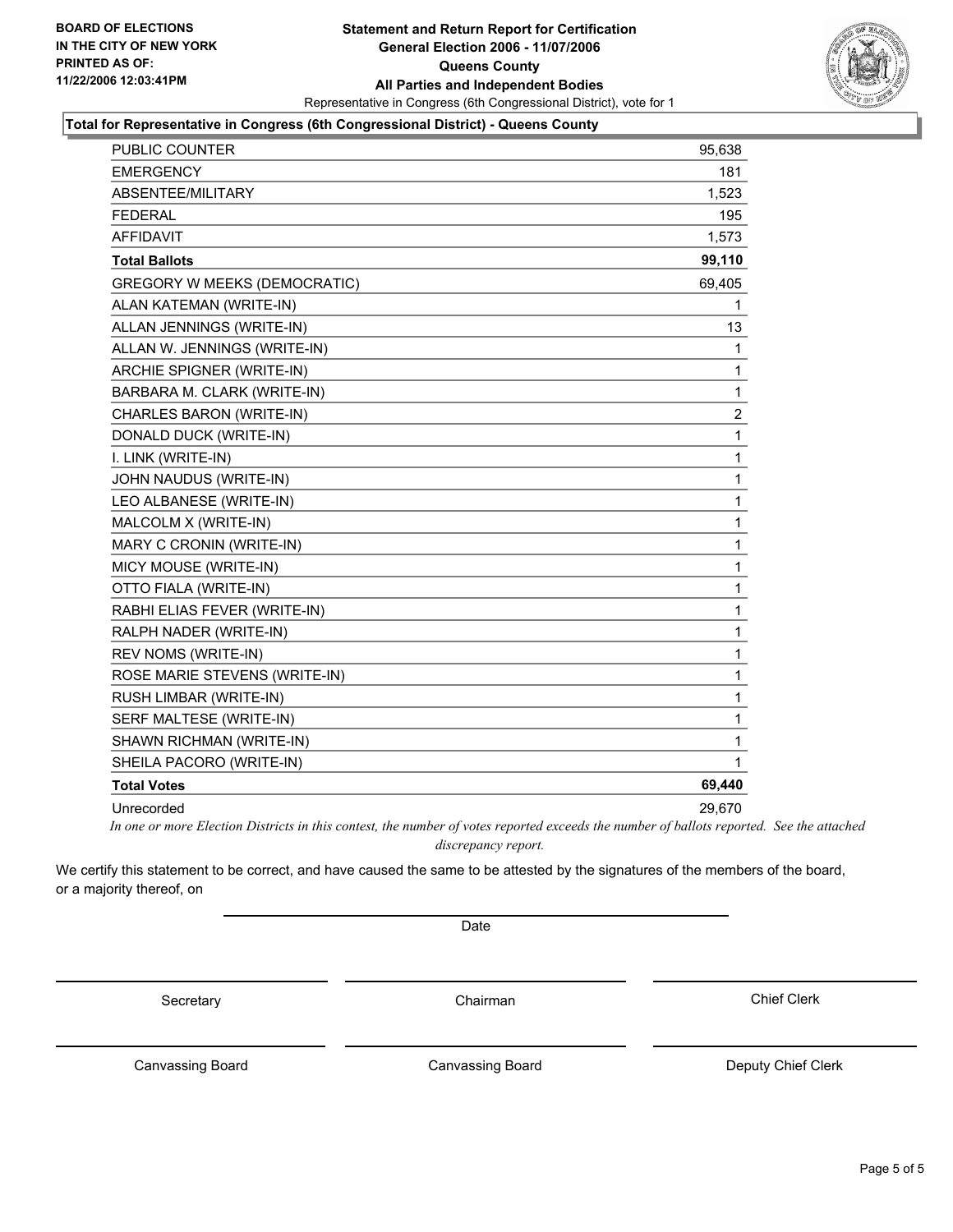**BOARD OF ELECTIONS IN THE CITY OF NEW YORK PRINTED AS OF: 11/22/2006 12:03:41PM**

# Statement and Return Report for Certification
## General Election 2006 - 11/07/2006
## Queens County
## All Parties and Independent Bodies

Representative in Congress (6th Congressional District), vote for 1

**Total for Representative in Congress (6th Congressional District) - Queens County**

| | |
|---|---|
| PUBLIC COUNTER | 95,638 |
| EMERGENCY | 181 |
| ABSENTEE/MILITARY | 1,523 |
| FEDERAL | 195 |
| AFFIDAVIT | 1,573 |
| **Total Ballots** | **99,110** |
| GREGORY W MEEKS (DEMOCRATIC) | 69,405 |
| ALAN KATEMAN (WRITE-IN) | 1 |
| ALLAN JENNINGS (WRITE-IN) | 13 |
| ALLAN W. JENNINGS (WRITE-IN) | 1 |
| ARCHIE SPIGNER (WRITE-IN) | 1 |
| BARBARA M. CLARK (WRITE-IN) | 1 |
| CHARLES BARON (WRITE-IN) | 2 |
| DONALD DUCK (WRITE-IN) | 1 |
| I. LINK (WRITE-IN) | 1 |
| JOHN NAUDUS (WRITE-IN) | 1 |
| LEO ALBANESE (WRITE-IN) | 1 |
| MALCOLM X (WRITE-IN) | 1 |
| MARY C CRONIN (WRITE-IN) | 1 |
| MICY MOUSE (WRITE-IN) | 1 |
| OTTO FIALA (WRITE-IN) | 1 |
| RABHI ELIAS FEVER (WRITE-IN) | 1 |
| RALPH NADER (WRITE-IN) | 1 |
| REV NOMS (WRITE-IN) | 1 |
| ROSE MARIE STEVENS (WRITE-IN) | 1 |
| RUSH LIMBAR (WRITE-IN) | 1 |
| SERF MALTESE (WRITE-IN) | 1 |
| SHAWN RICHMAN (WRITE-IN) | 1 |
| SHEILA PACORO (WRITE-IN) | 1 |
| **Total Votes** | **69,440** |
| Unrecorded | 29,670 |

*In one or more Election Districts in this contest, the number of votes reported exceeds the number of ballots reported. See the attached discrepancy report.*

We certify this statement to be correct, and have caused the same to be attested by the signatures of the members of the board, or a majority thereof, on

Date

Secretary | Chairman | Chief Clerk

Canvassing Board | Canvassing Board | Deputy Chief Clerk